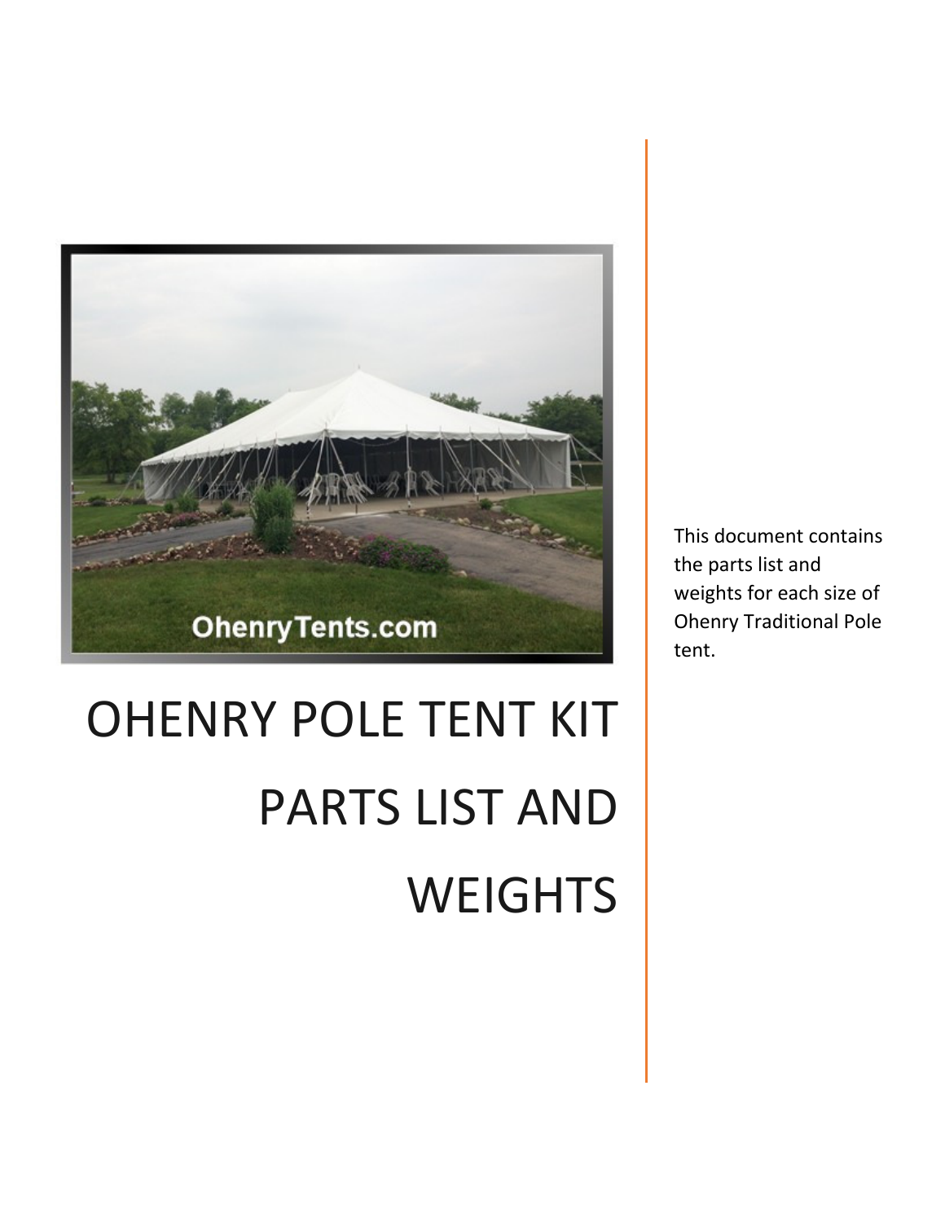# OHENRY POLE TENT KIT PARTS LIST AND WEIGHTS

This document contains the parts list and weights for each size of Ohenry Traditional Pole tent.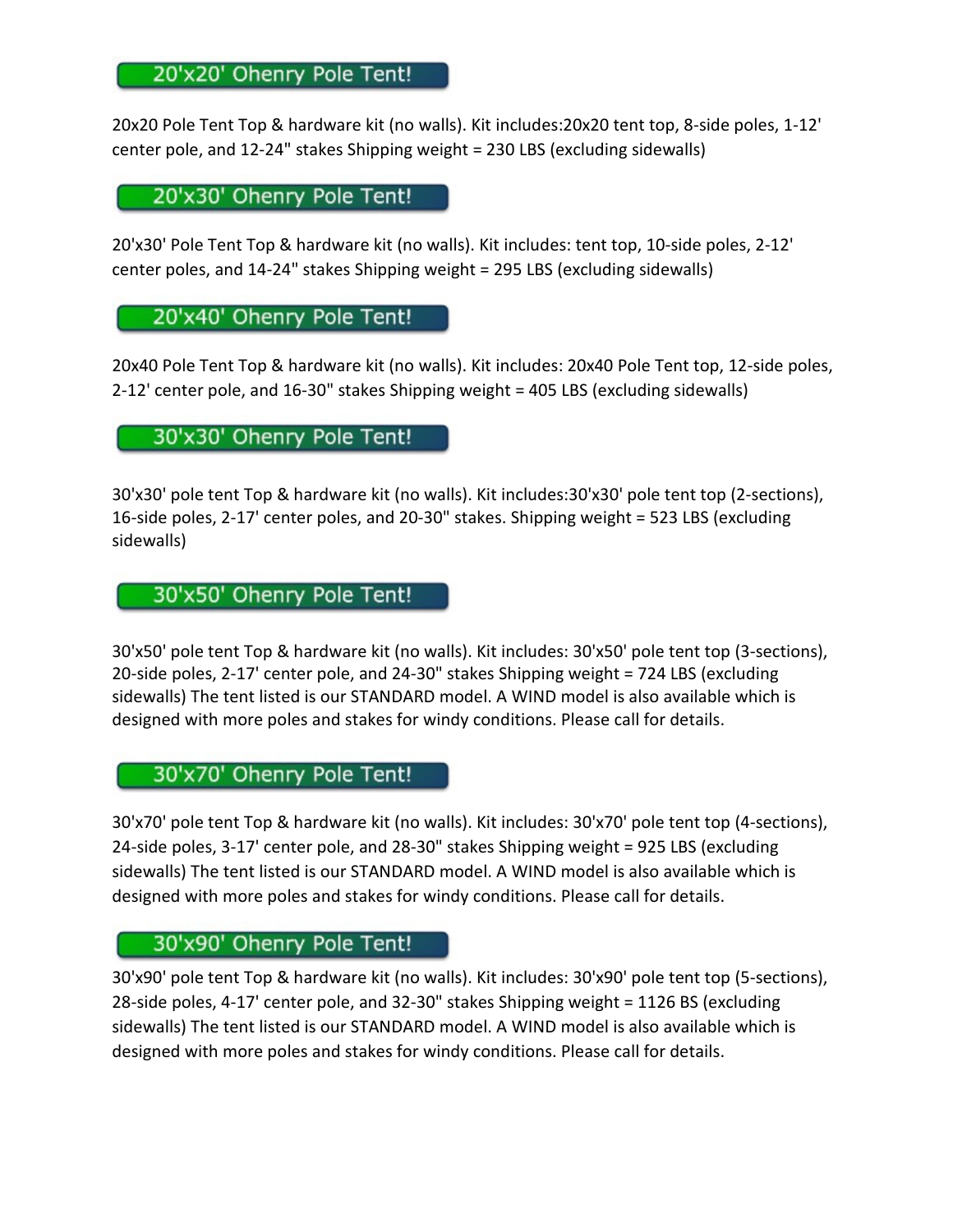## 20'x20' Ohenry Pole Tent!

20x20 Pole Tent Top & hardware kit (no walls). Kit includes:20x20 tent top, 8-side poles, 1-12' center pole, and 12-24" stakes Shipping weight = 230 LBS (excluding sidewalls)

## 20'x30' Ohenry Pole Tent!

20'x30' Pole Tent Top & hardware kit (no walls). Kit includes: tent top, 10-side poles, 2-12' center poles, and 14-24" stakes Shipping weight = 295 LBS (excluding sidewalls)

## 20'x40' Ohenry Pole Tent!

20x40 Pole Tent Top & hardware kit (no walls). Kit includes: 20x40 Pole Tent top, 12-side poles, 2-12' center pole, and 16-30" stakes Shipping weight = 405 LBS (excluding sidewalls)

## 30'x30' Ohenry Pole Tent!

30'x30' pole tent Top & hardware kit (no walls). Kit includes:30'x30' pole tent top (2-sections), 16-side poles, 2-17' center poles, and 20-30" stakes. Shipping weight = 523 LBS (excluding sidewalls)

## 30'x50' Ohenry Pole Tent!

30'x50' pole tent Top & hardware kit (no walls). Kit includes: 30'x50' pole tent top (3-sections), 20-side poles, 2-17' center pole, and 24-30" stakes Shipping weight = 724 LBS (excluding sidewalls) The tent listed is our STANDARD model. A WIND model is also available which is designed with more poles and stakes for windy conditions. Please call for details.

## 30'x70' Ohenry Pole Tent!

30'x70' pole tent Top & hardware kit (no walls). Kit includes: 30'x70' pole tent top (4-sections), 24-side poles, 3-17' center pole, and 28-30" stakes Shipping weight = 925 LBS (excluding sidewalls) The tent listed is our STANDARD model. A WIND model is also available which is designed with more poles and stakes for windy conditions. Please call for details.

## 30'x90' Ohenry Pole Tent!

30'x90' pole tent Top & hardware kit (no walls). Kit includes: 30'x90' pole tent top (5-sections), 28-side poles, 4-17' center pole, and 32-30" stakes Shipping weight = 1126 BS (excluding sidewalls) The tent listed is our STANDARD model. A WIND model is also available which is designed with more poles and stakes for windy conditions. Please call for details.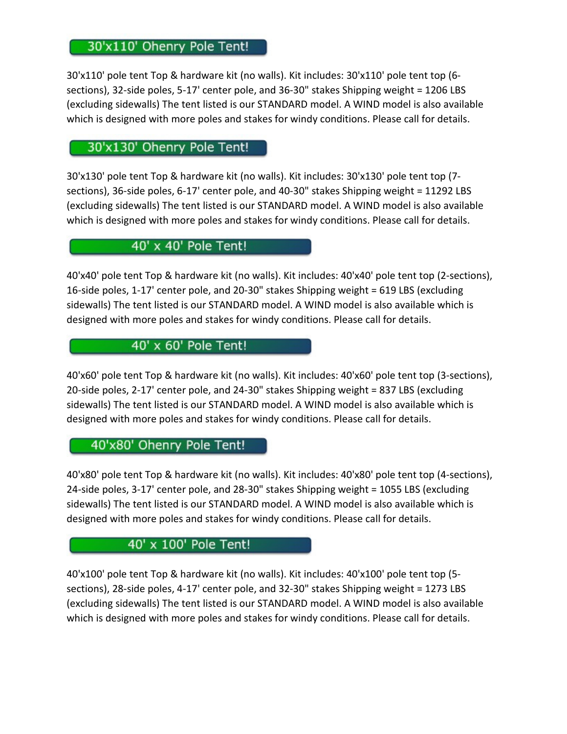## 30'x110' Ohenry Pole Tent!

30'x110' pole tent Top & hardware kit (no walls). Kit includes: 30'x110' pole tent top (6-sections), 32-side poles, 5-17' center pole, and 36-30" stakes Shipping weight = 1206 LBS (excluding sidewalls) The tent listed is our STANDARD model. A WIND model is also available which is designed with more poles and stakes for windy conditions. Please call for details.

## 30'x130' Ohenry Pole Tent!

30'x130' pole tent Top & hardware kit (no walls). Kit includes: 30'x130' pole tent top (7-sections), 36-side poles, 6-17' center pole, and 40-30" stakes Shipping weight = 11292 LBS (excluding sidewalls) The tent listed is our STANDARD model. A WIND model is also available which is designed with more poles and stakes for windy conditions. Please call for details.

## 40' x 40' Pole Tent!

40'x40' pole tent Top & hardware kit (no walls). Kit includes: 40'x40' pole tent top (2-sections), 16-side poles, 1-17' center pole, and 20-30" stakes Shipping weight = 619 LBS (excluding sidewalls) The tent listed is our STANDARD model. A WIND model is also available which is designed with more poles and stakes for windy conditions. Please call for details.

## 40' x 60' Pole Tent!

40'x60' pole tent Top & hardware kit (no walls). Kit includes: 40'x60' pole tent top (3-sections), 20-side poles, 2-17' center pole, and 24-30" stakes Shipping weight = 837 LBS (excluding sidewalls) The tent listed is our STANDARD model. A WIND model is also available which is designed with more poles and stakes for windy conditions. Please call for details.

## 40'x80' Ohenry Pole Tent!

40'x80' pole tent Top & hardware kit (no walls). Kit includes: 40'x80' pole tent top (4-sections), 24-side poles, 3-17' center pole, and 28-30" stakes Shipping weight = 1055 LBS (excluding sidewalls) The tent listed is our STANDARD model. A WIND model is also available which is designed with more poles and stakes for windy conditions. Please call for details.

## 40' x 100' Pole Tent!

40'x100' pole tent Top & hardware kit (no walls). Kit includes: 40'x100' pole tent top (5-sections), 28-side poles, 4-17' center pole, and 32-30" stakes Shipping weight = 1273 LBS (excluding sidewalls) The tent listed is our STANDARD model. A WIND model is also available which is designed with more poles and stakes for windy conditions. Please call for details.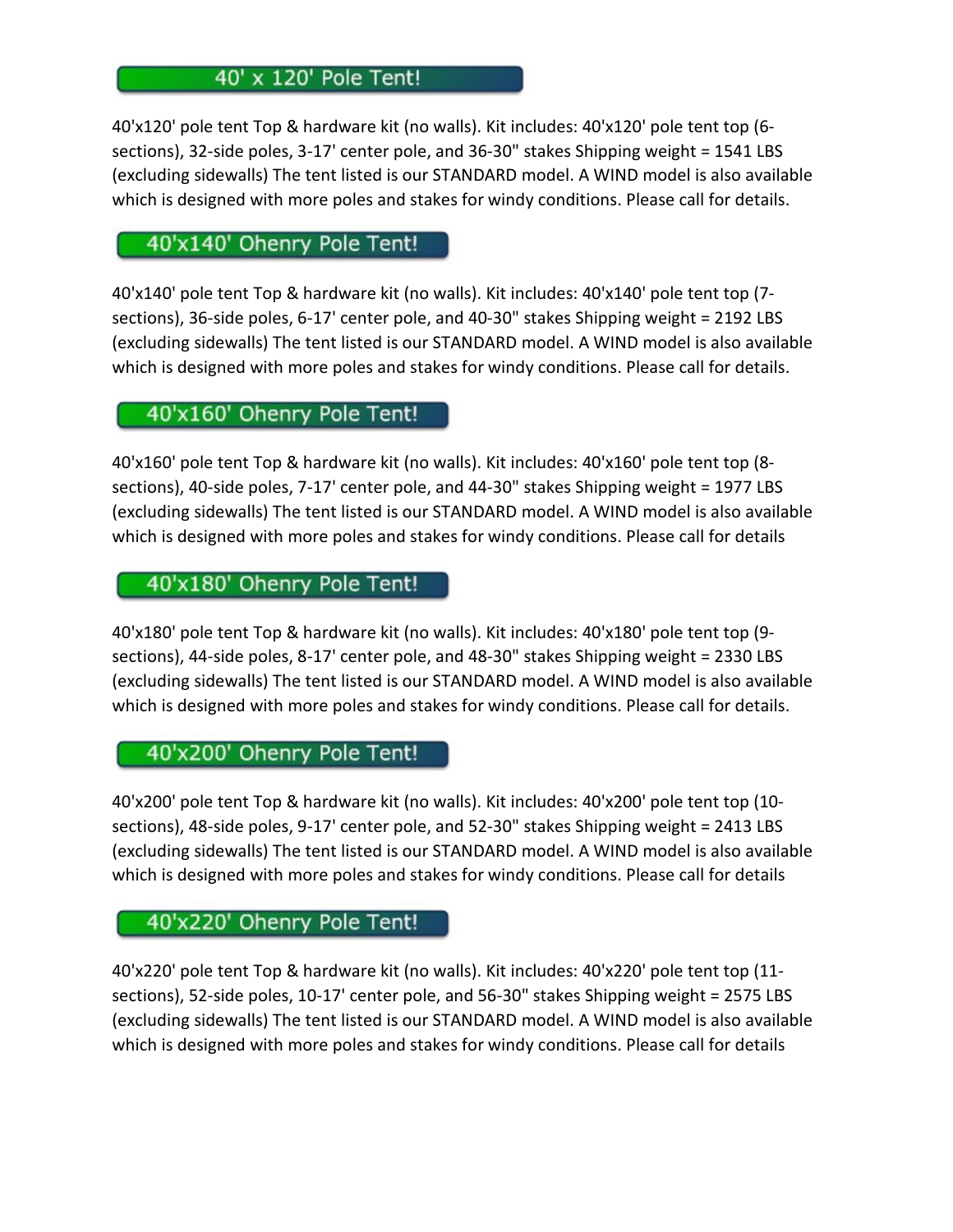## 40' x 120' Pole Tent!

40'x120' pole tent Top & hardware kit (no walls). Kit includes: 40'x120' pole tent top (6-sections), 32-side poles, 3-17' center pole, and 36-30" stakes Shipping weight = 1541 LBS (excluding sidewalls) The tent listed is our STANDARD model. A WIND model is also available which is designed with more poles and stakes for windy conditions. Please call for details.

## 40'x140' Ohenry Pole Tent!

40'x140' pole tent Top & hardware kit (no walls). Kit includes: 40'x140' pole tent top (7-sections), 36-side poles, 6-17' center pole, and 40-30" stakes Shipping weight = 2192 LBS (excluding sidewalls) The tent listed is our STANDARD model. A WIND model is also available which is designed with more poles and stakes for windy conditions. Please call for details.

## 40'x160' Ohenry Pole Tent!

40'x160' pole tent Top & hardware kit (no walls). Kit includes: 40'x160' pole tent top (8-sections), 40-side poles, 7-17' center pole, and 44-30" stakes Shipping weight = 1977 LBS (excluding sidewalls) The tent listed is our STANDARD model. A WIND model is also available which is designed with more poles and stakes for windy conditions. Please call for details

## 40'x180' Ohenry Pole Tent!

40'x180' pole tent Top & hardware kit (no walls). Kit includes: 40'x180' pole tent top (9-sections), 44-side poles, 8-17' center pole, and 48-30" stakes Shipping weight = 2330 LBS (excluding sidewalls) The tent listed is our STANDARD model. A WIND model is also available which is designed with more poles and stakes for windy conditions. Please call for details.

## 40'x200' Ohenry Pole Tent!

40'x200' pole tent Top & hardware kit (no walls). Kit includes: 40'x200' pole tent top (10-sections), 48-side poles, 9-17' center pole, and 52-30" stakes Shipping weight = 2413 LBS (excluding sidewalls) The tent listed is our STANDARD model. A WIND model is also available which is designed with more poles and stakes for windy conditions. Please call for details

## 40'x220' Ohenry Pole Tent!

40'x220' pole tent Top & hardware kit (no walls). Kit includes: 40'x220' pole tent top (11-sections), 52-side poles, 10-17' center pole, and 56-30" stakes Shipping weight = 2575 LBS (excluding sidewalls) The tent listed is our STANDARD model. A WIND model is also available which is designed with more poles and stakes for windy conditions. Please call for details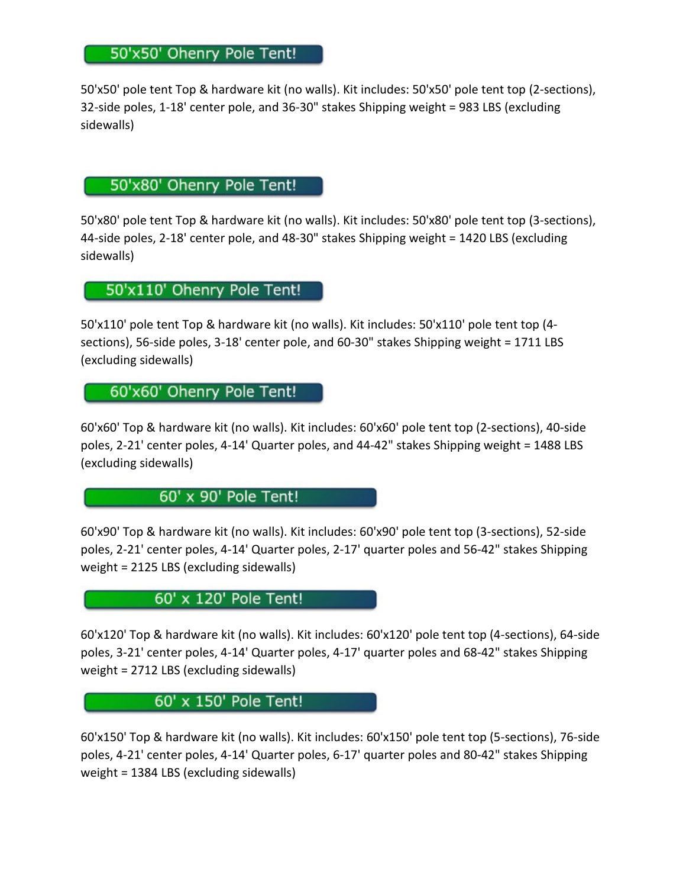## 50'x50' Ohenry Pole Tent!

50'x50' pole tent Top & hardware kit (no walls). Kit includes: 50'x50' pole tent top (2-sections), 32-side poles, 1-18' center pole, and 36-30" stakes Shipping weight = 983 LBS (excluding sidewalls)

## 50'x80' Ohenry Pole Tent!

50'x80' pole tent Top & hardware kit (no walls). Kit includes: 50'x80' pole tent top (3-sections), 44-side poles, 2-18' center pole, and 48-30" stakes Shipping weight = 1420 LBS (excluding sidewalls)

## 50'x110' Ohenry Pole Tent!

50'x110' pole tent Top & hardware kit (no walls). Kit includes: 50'x110' pole tent top (4-sections), 56-side poles, 3-18' center pole, and 60-30" stakes Shipping weight = 1711 LBS (excluding sidewalls)

## 60'x60' Ohenry Pole Tent!

60'x60' Top & hardware kit (no walls). Kit includes: 60'x60' pole tent top (2-sections), 40-side poles, 2-21' center poles, 4-14' Quarter poles, and 44-42" stakes Shipping weight = 1488 LBS (excluding sidewalls)

## 60' x 90' Pole Tent!

60'x90' Top & hardware kit (no walls). Kit includes: 60'x90' pole tent top (3-sections), 52-side poles, 2-21' center poles, 4-14' Quarter poles, 2-17' quarter poles and 56-42" stakes Shipping weight = 2125 LBS (excluding sidewalls)

## 60' x 120' Pole Tent!

60'x120' Top & hardware kit (no walls). Kit includes: 60'x120' pole tent top (4-sections), 64-side poles, 3-21' center poles, 4-14' Quarter poles, 4-17' quarter poles and 68-42" stakes Shipping weight = 2712 LBS (excluding sidewalls)

## 60' x 150' Pole Tent!

60'x150' Top & hardware kit (no walls). Kit includes: 60'x150' pole tent top (5-sections), 76-side poles, 4-21' center poles, 4-14' Quarter poles, 6-17' quarter poles and 80-42" stakes Shipping weight = 1384 LBS (excluding sidewalls)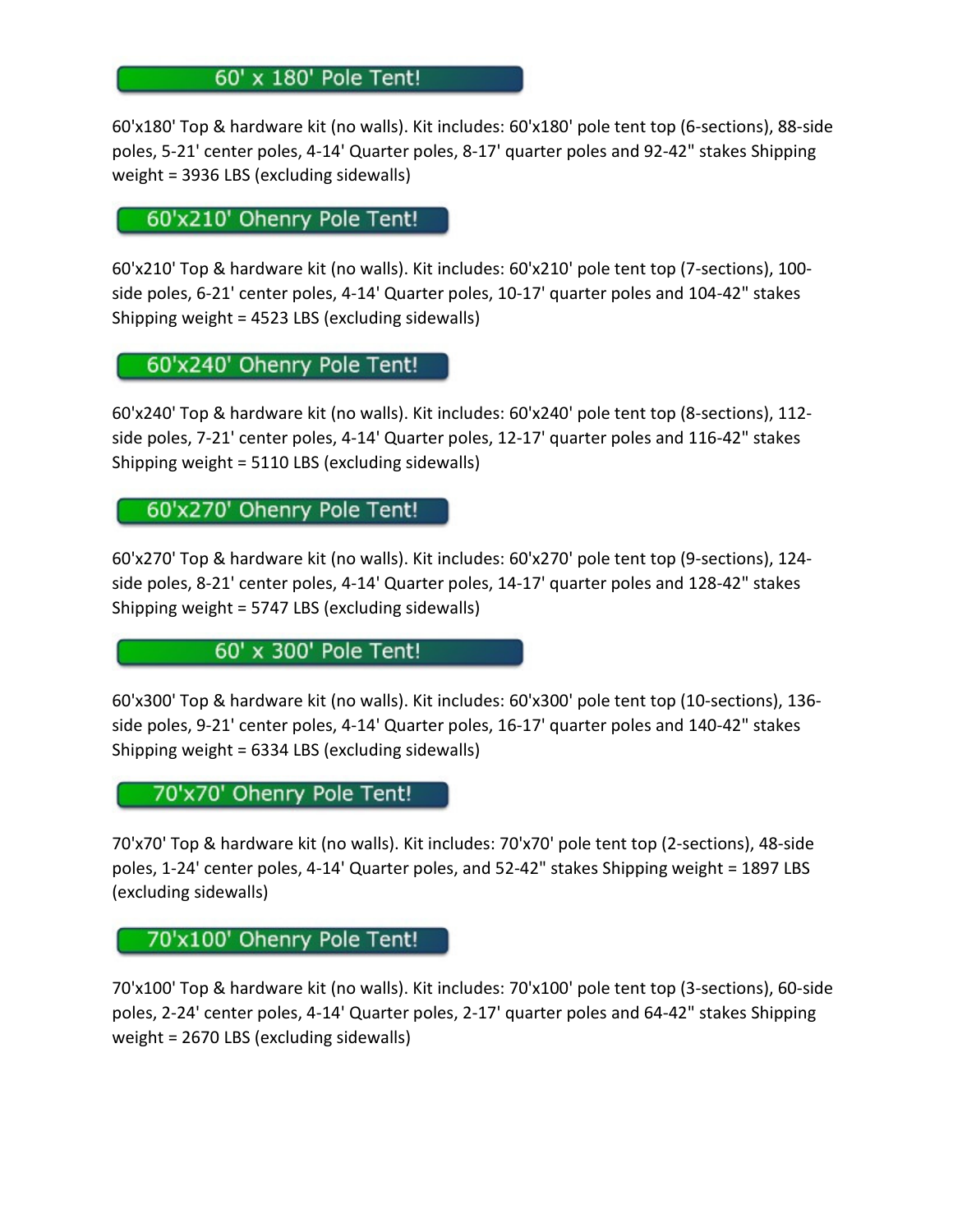## 60' x 180' Pole Tent!

60'x180' Top & hardware kit (no walls). Kit includes: 60'x180' pole tent top (6-sections), 88-side poles, 5-21' center poles, 4-14' Quarter poles, 8-17' quarter poles and 92-42" stakes Shipping weight = 3936 LBS (excluding sidewalls)

## 60'x210' Ohenry Pole Tent!

60'x210' Top & hardware kit (no walls). Kit includes: 60'x210' pole tent top (7-sections), 100-side poles, 6-21' center poles, 4-14' Quarter poles, 10-17' quarter poles and 104-42" stakes Shipping weight = 4523 LBS (excluding sidewalls)

## 60'x240' Ohenry Pole Tent!

60'x240' Top & hardware kit (no walls). Kit includes: 60'x240' pole tent top (8-sections), 112-side poles, 7-21' center poles, 4-14' Quarter poles, 12-17' quarter poles and 116-42" stakes Shipping weight = 5110 LBS (excluding sidewalls)

## 60'x270' Ohenry Pole Tent!

60'x270' Top & hardware kit (no walls). Kit includes: 60'x270' pole tent top (9-sections), 124-side poles, 8-21' center poles, 4-14' Quarter poles, 14-17' quarter poles and 128-42" stakes Shipping weight = 5747 LBS (excluding sidewalls)

## 60' x 300' Pole Tent!

60'x300' Top & hardware kit (no walls). Kit includes: 60'x300' pole tent top (10-sections), 136-side poles, 9-21' center poles, 4-14' Quarter poles, 16-17' quarter poles and 140-42" stakes Shipping weight = 6334 LBS (excluding sidewalls)

## 70'x70' Ohenry Pole Tent!

70'x70' Top & hardware kit (no walls). Kit includes: 70'x70' pole tent top (2-sections), 48-side poles, 1-24' center poles, 4-14' Quarter poles, and 52-42" stakes Shipping weight = 1897 LBS (excluding sidewalls)

## 70'x100' Ohenry Pole Tent!

70'x100' Top & hardware kit (no walls). Kit includes: 70'x100' pole tent top (3-sections), 60-side poles, 2-24' center poles, 4-14' Quarter poles, 2-17' quarter poles and 64-42" stakes Shipping weight = 2670 LBS (excluding sidewalls)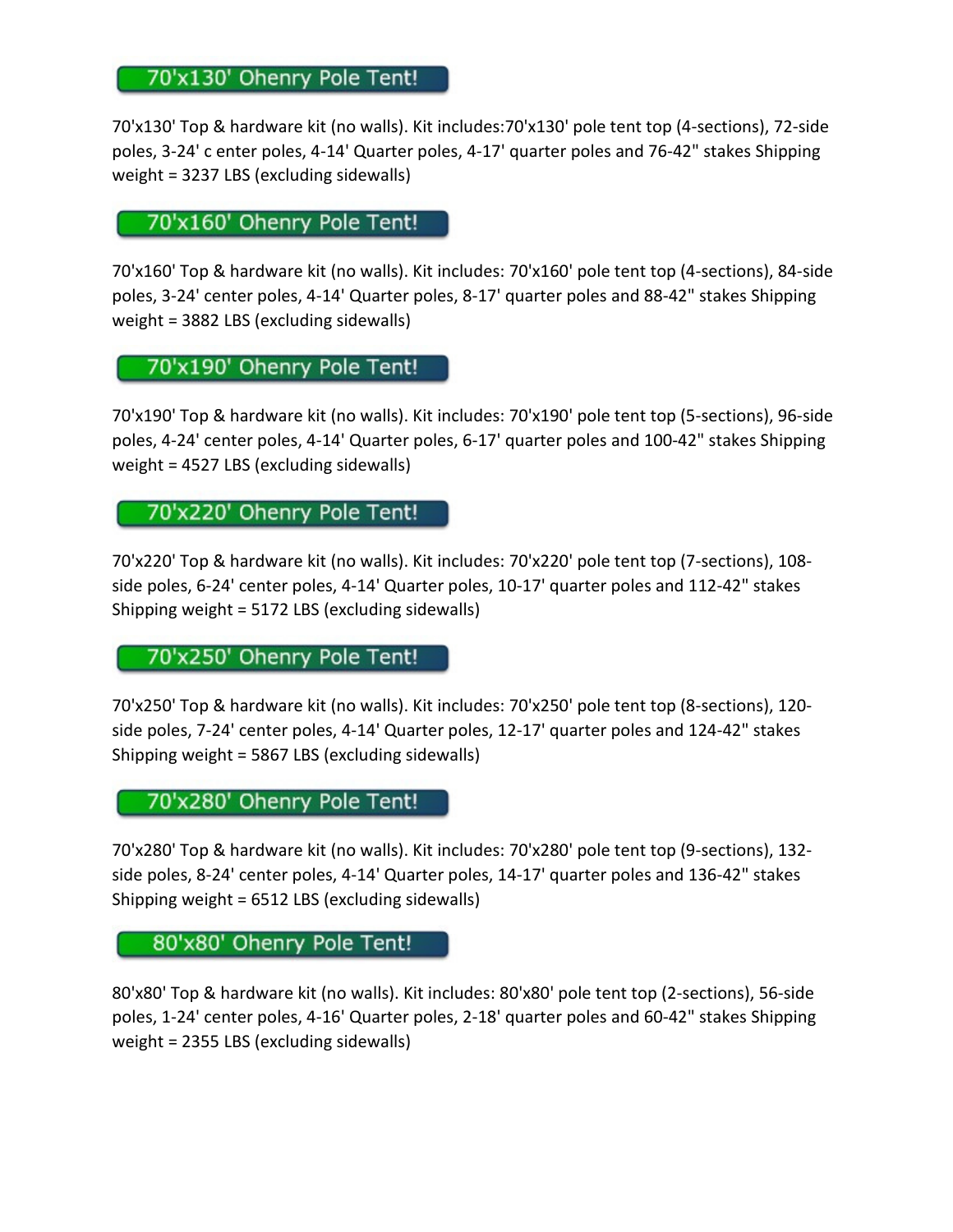## 70'x130' Ohenry Pole Tent!

70'x130' Top & hardware kit (no walls). Kit includes:70'x130' pole tent top (4-sections), 72-side poles, 3-24' c enter poles, 4-14' Quarter poles, 4-17' quarter poles and 76-42" stakes Shipping weight = 3237 LBS (excluding sidewalls)

## 70'x160' Ohenry Pole Tent!

70'x160' Top & hardware kit (no walls). Kit includes: 70'x160' pole tent top (4-sections), 84-side poles, 3-24' center poles, 4-14' Quarter poles, 8-17' quarter poles and 88-42" stakes Shipping weight = 3882 LBS (excluding sidewalls)

## 70'x190' Ohenry Pole Tent!

70'x190' Top & hardware kit (no walls). Kit includes: 70'x190' pole tent top (5-sections), 96-side poles, 4-24' center poles, 4-14' Quarter poles, 6-17' quarter poles and 100-42" stakes Shipping weight = 4527 LBS (excluding sidewalls)

## 70'x220' Ohenry Pole Tent!

70'x220' Top & hardware kit (no walls). Kit includes: 70'x220' pole tent top (7-sections), 108-side poles, 6-24' center poles, 4-14' Quarter poles, 10-17' quarter poles and 112-42" stakes Shipping weight = 5172 LBS (excluding sidewalls)

## 70'x250' Ohenry Pole Tent!

70'x250' Top & hardware kit (no walls). Kit includes: 70'x250' pole tent top (8-sections), 120-side poles, 7-24' center poles, 4-14' Quarter poles, 12-17' quarter poles and 124-42" stakes Shipping weight = 5867 LBS (excluding sidewalls)

## 70'x280' Ohenry Pole Tent!

70'x280' Top & hardware kit (no walls). Kit includes: 70'x280' pole tent top (9-sections), 132-side poles, 8-24' center poles, 4-14' Quarter poles, 14-17' quarter poles and 136-42" stakes Shipping weight = 6512 LBS (excluding sidewalls)

## 80'x80' Ohenry Pole Tent!

80'x80' Top & hardware kit (no walls). Kit includes: 80'x80' pole tent top (2-sections), 56-side poles, 1-24' center poles, 4-16' Quarter poles, 2-18' quarter poles and 60-42" stakes Shipping weight = 2355 LBS (excluding sidewalls)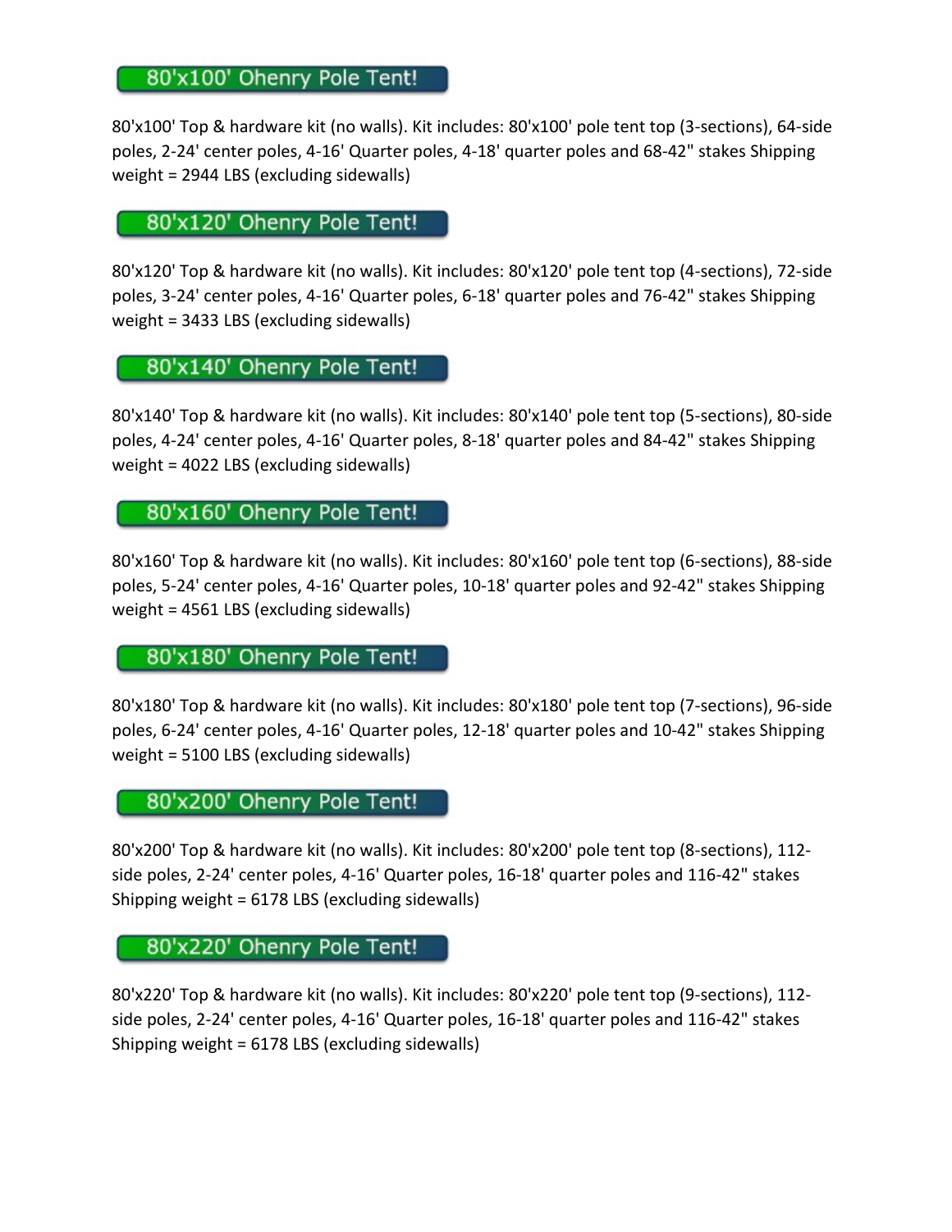## 80'x100' Ohenry Pole Tent!

80'x100' Top & hardware kit (no walls). Kit includes: 80'x100' pole tent top (3-sections), 64-side poles, 2-24' center poles, 4-16' Quarter poles, 4-18' quarter poles and 68-42" stakes Shipping weight = 2944 LBS (excluding sidewalls)

## 80'x120' Ohenry Pole Tent!

80'x120' Top & hardware kit (no walls). Kit includes: 80'x120' pole tent top (4-sections), 72-side poles, 3-24' center poles, 4-16' Quarter poles, 6-18' quarter poles and 76-42" stakes Shipping weight = 3433 LBS (excluding sidewalls)

## 80'x140' Ohenry Pole Tent!

80'x140' Top & hardware kit (no walls). Kit includes: 80'x140' pole tent top (5-sections), 80-side poles, 4-24' center poles, 4-16' Quarter poles, 8-18' quarter poles and 84-42" stakes Shipping weight = 4022 LBS (excluding sidewalls)

## 80'x160' Ohenry Pole Tent!

80'x160' Top & hardware kit (no walls). Kit includes: 80'x160' pole tent top (6-sections), 88-side poles, 5-24' center poles, 4-16' Quarter poles, 10-18' quarter poles and 92-42" stakes Shipping weight = 4561 LBS (excluding sidewalls)

## 80'x180' Ohenry Pole Tent!

80'x180' Top & hardware kit (no walls). Kit includes: 80'x180' pole tent top (7-sections), 96-side poles, 6-24' center poles, 4-16' Quarter poles, 12-18' quarter poles and 10-42" stakes Shipping weight = 5100 LBS (excluding sidewalls)

## 80'x200' Ohenry Pole Tent!

80'x200' Top & hardware kit (no walls). Kit includes: 80'x200' pole tent top (8-sections), 112-side poles, 2-24' center poles, 4-16' Quarter poles, 16-18' quarter poles and 116-42" stakes Shipping weight = 6178 LBS (excluding sidewalls)

## 80'x220' Ohenry Pole Tent!

80'x220' Top & hardware kit (no walls). Kit includes: 80'x220' pole tent top (9-sections), 112-side poles, 2-24' center poles, 4-16' Quarter poles, 16-18' quarter poles and 116-42" stakes Shipping weight = 6178 LBS (excluding sidewalls)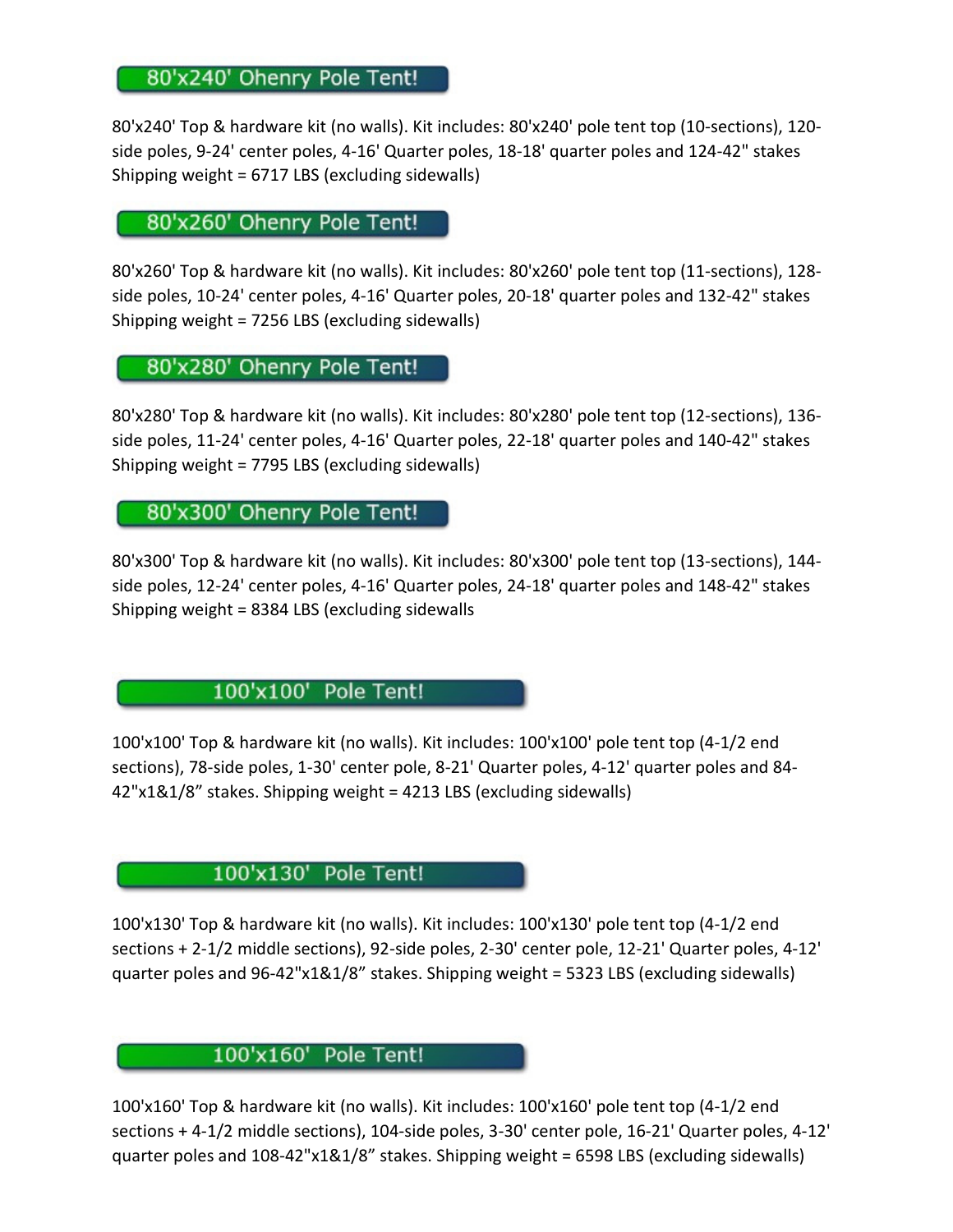## 80'x240' Ohenry Pole Tent!

80'x240' Top & hardware kit (no walls). Kit includes: 80'x240' pole tent top (10-sections), 120-side poles, 9-24' center poles, 4-16' Quarter poles, 18-18' quarter poles and 124-42" stakes Shipping weight = 6717 LBS (excluding sidewalls)

## 80'x260' Ohenry Pole Tent!

80'x260' Top & hardware kit (no walls). Kit includes: 80'x260' pole tent top (11-sections), 128-side poles, 10-24' center poles, 4-16' Quarter poles, 20-18' quarter poles and 132-42" stakes Shipping weight = 7256 LBS (excluding sidewalls)

## 80'x280' Ohenry Pole Tent!

80'x280' Top & hardware kit (no walls). Kit includes: 80'x280' pole tent top (12-sections), 136-side poles, 11-24' center poles, 4-16' Quarter poles, 22-18' quarter poles and 140-42" stakes Shipping weight = 7795 LBS (excluding sidewalls)

## 80'x300' Ohenry Pole Tent!

80'x300' Top & hardware kit (no walls). Kit includes: 80'x300' pole tent top (13-sections), 144-side poles, 12-24' center poles, 4-16' Quarter poles, 24-18' quarter poles and 148-42" stakes Shipping weight = 8384 LBS (excluding sidewalls

## 100'x100' Pole Tent!

100'x100' Top & hardware kit (no walls). Kit includes: 100'x100' pole tent top (4-1/2 end sections), 78-side poles, 1-30' center pole, 8-21' Quarter poles, 4-12' quarter poles and 84-42"x1&1/8" stakes. Shipping weight = 4213 LBS (excluding sidewalls)

## 100'x130' Pole Tent!

100'x130' Top & hardware kit (no walls). Kit includes: 100'x130' pole tent top (4-1/2 end sections + 2-1/2 middle sections), 92-side poles, 2-30' center pole, 12-21' Quarter poles, 4-12' quarter poles and 96-42"x1&1/8" stakes. Shipping weight = 5323 LBS (excluding sidewalls)

## 100'x160' Pole Tent!

100'x160' Top & hardware kit (no walls). Kit includes: 100'x160' pole tent top (4-1/2 end sections + 4-1/2 middle sections), 104-side poles, 3-30' center pole, 16-21' Quarter poles, 4-12' quarter poles and 108-42"x1&1/8" stakes. Shipping weight = 6598 LBS (excluding sidewalls)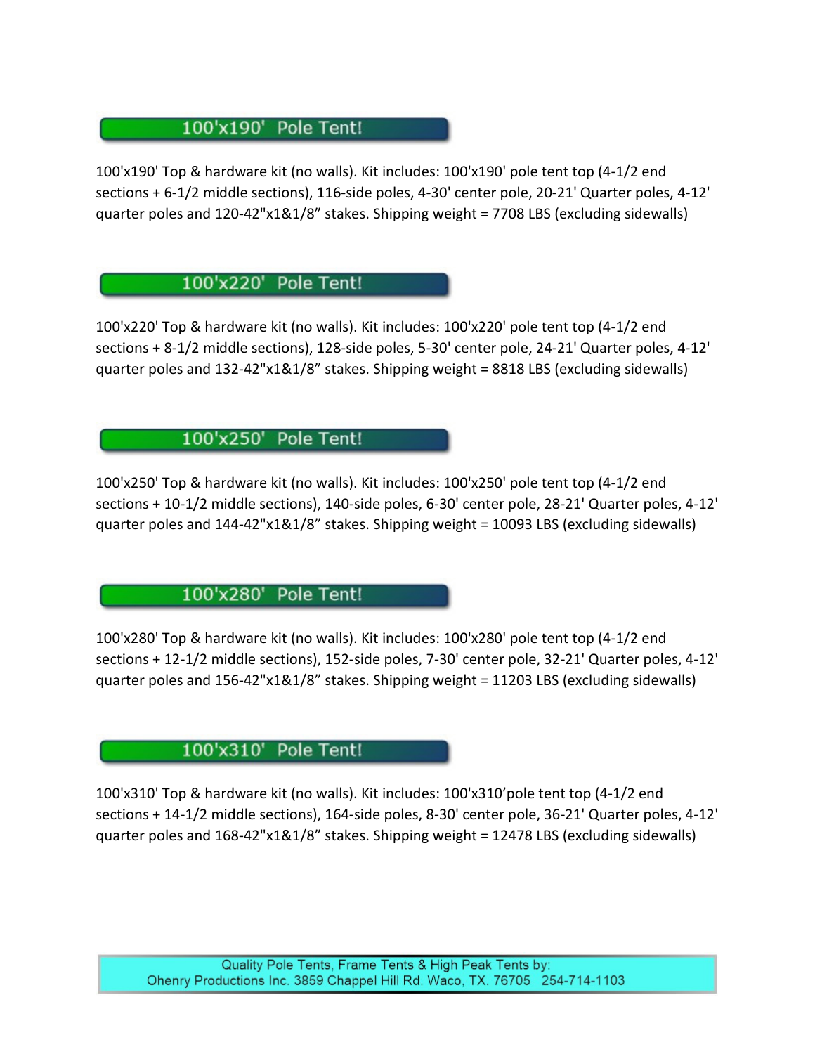## 100'x190' Pole Tent!

100'x190' Top & hardware kit (no walls). Kit includes: 100'x190' pole tent top (4-1/2 end sections + 6-1/2 middle sections), 116-side poles, 4-30' center pole, 20-21' Quarter poles, 4-12' quarter poles and 120-42"x1&1/8" stakes. Shipping weight = 7708 LBS (excluding sidewalls)

## 100'x220' Pole Tent!

100'x220' Top & hardware kit (no walls). Kit includes: 100'x220' pole tent top (4-1/2 end sections + 8-1/2 middle sections), 128-side poles, 5-30' center pole, 24-21' Quarter poles, 4-12' quarter poles and 132-42"x1&1/8" stakes. Shipping weight = 8818 LBS (excluding sidewalls)

## 100'x250' Pole Tent!

100'x250' Top & hardware kit (no walls). Kit includes: 100'x250' pole tent top (4-1/2 end sections + 10-1/2 middle sections), 140-side poles, 6-30' center pole, 28-21' Quarter poles, 4-12' quarter poles and 144-42"x1&1/8" stakes. Shipping weight = 10093 LBS (excluding sidewalls)

## 100'x280' Pole Tent!

100'x280' Top & hardware kit (no walls). Kit includes: 100'x280' pole tent top (4-1/2 end sections + 12-1/2 middle sections), 152-side poles, 7-30' center pole, 32-21' Quarter poles, 4-12' quarter poles and 156-42"x1&1/8" stakes. Shipping weight = 11203 LBS (excluding sidewalls)

## 100'x310' Pole Tent!

100'x310' Top & hardware kit (no walls). Kit includes: 100'x310'pole tent top (4-1/2 end sections + 14-1/2 middle sections), 164-side poles, 8-30' center pole, 36-21' Quarter poles, 4-12' quarter poles and 168-42"x1&1/8" stakes. Shipping weight = 12478 LBS (excluding sidewalls)

Quality Pole Tents, Frame Tents & High Peak Tents by:
Ohenry Productions Inc. 3859 Chappel Hill Rd. Waco, TX. 76705 254-714-1103